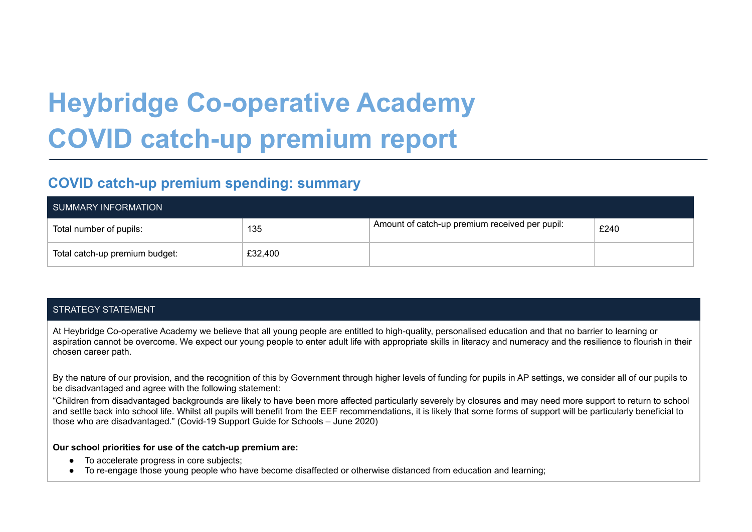# Heybridge Co-operative Academy
# COVID catch-up premium report

## COVID catch-up premium spending: summary

| SUMMARY INFORMATION | | | |
|---|---|---|---|
| Total number of pupils: | 135 | Amount of catch-up premium received per pupil: | £240 |
| Total catch-up premium budget: | £32,400 | | |

| STRATEGY STATEMENT |
|---|
| At Heybridge Co-operative Academy we believe that all young people are entitled to high-quality, personalised education and that no barrier to learning or aspiration cannot be overcome. We expect our young people to enter adult life with appropriate skills in literacy and numeracy and the resilience to flourish in their chosen career path.<br><br>By the nature of our provision, and the recognition of this by Government through higher levels of funding for pupils in AP settings, we consider all of our pupils to be disadvantaged and agree with the following statement:<br>"Children from disadvantaged backgrounds are likely to have been more affected particularly severely by closures and may need more support to return to school and settle back into school life. Whilst all pupils will benefit from the EEF recommendations, it is likely that some forms of support will be particularly beneficial to those who are disadvantaged." (Covid-19 Support Guide for Schools – June 2020)<br><br>**Our school priorities for use of the catch-up premium are:**<br>● To accelerate progress in core subjects;<br>● To re-engage those young people who have become disaffected or otherwise distanced from education and learning; |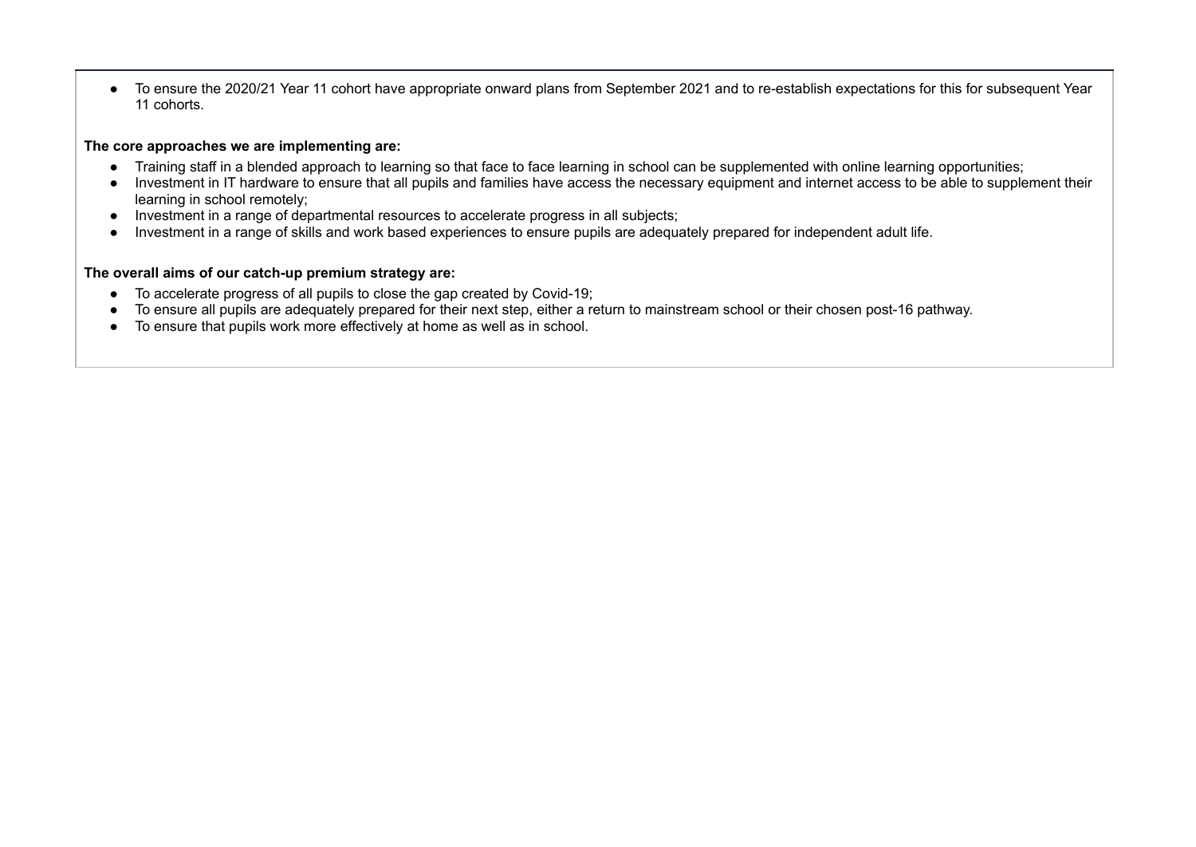- To ensure the 2020/21 Year 11 cohort have appropriate onward plans from September 2021 and to re-establish expectations for this for subsequent Year 11 cohorts.

**The core approaches we are implementing are:**

- Training staff in a blended approach to learning so that face to face learning in school can be supplemented with online learning opportunities;
- Investment in IT hardware to ensure that all pupils and families have access the necessary equipment and internet access to be able to supplement their learning in school remotely;
- Investment in a range of departmental resources to accelerate progress in all subjects;
- Investment in a range of skills and work based experiences to ensure pupils are adequately prepared for independent adult life.

**The overall aims of our catch-up premium strategy are:**

- To accelerate progress of all pupils to close the gap created by Covid-19;
- To ensure all pupils are adequately prepared for their next step, either a return to mainstream school or their chosen post-16 pathway.
- To ensure that pupils work more effectively at home as well as in school.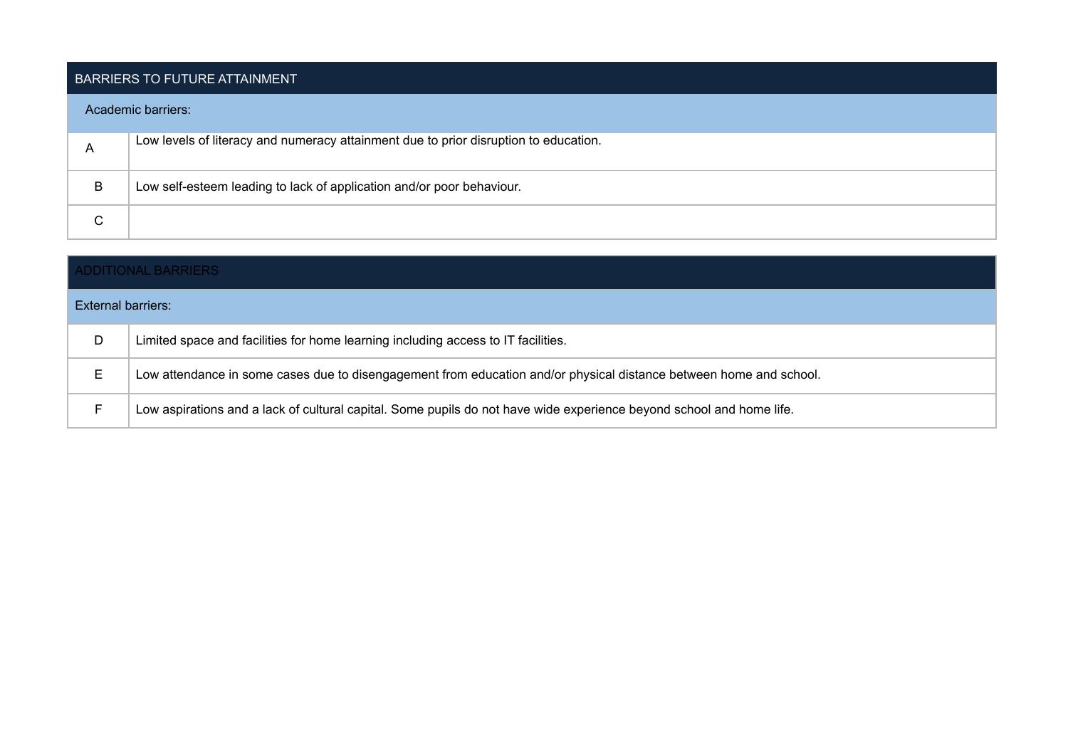| BARRIERS TO FUTURE ATTAINMENT | |
|---|---|
| Academic barriers: | |
| A | Low levels of literacy and numeracy attainment due to prior disruption to education. |
| B | Low self-esteem leading to lack of application and/or poor behaviour. |
| C | |

| ADDITIONAL BARRIERS | |
|---|---|
| External barriers: | |
| D | Limited space and facilities for home learning including access to IT facilities. |
| E | Low attendance in some cases due to disengagement from education and/or physical distance between home and school. |
| F | Low aspirations and a lack of cultural capital. Some pupils do not have wide experience beyond school and home life. |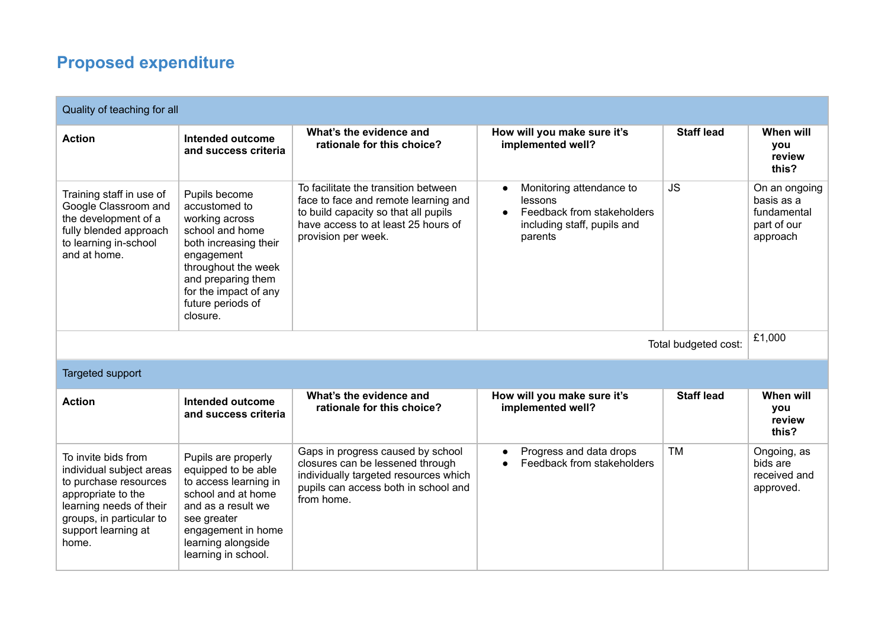## Proposed expenditure

| Quality of teaching for all | | | | | |
|---|---|---|---|---|---|
| **Action** | **Intended outcome and success criteria** | **What's the evidence and rationale for this choice?** | **How will you make sure it's implemented well?** | **Staff lead** | **When will you review this?** |
| Training staff in use of Google Classroom and the development of a fully blended approach to learning in-school and at home. | Pupils become accustomed to working across school and home both increasing their engagement throughout the week and preparing them for the impact of any future periods of closure. | To facilitate the transition between face to face and remote learning and to build capacity so that all pupils have access to at least 25 hours of provision per week. | • Monitoring attendance to lessons<br>• Feedback from stakeholders including staff, pupils and parents | JS | On an ongoing basis as a fundamental part of our approach |
| | | | | Total budgeted cost: | £1,000 |

| Targeted support | | | | | |
|---|---|---|---|---|---|
| **Action** | **Intended outcome and success criteria** | **What's the evidence and rationale for this choice?** | **How will you make sure it's implemented well?** | **Staff lead** | **When will you review this?** |
| To invite bids from individual subject areas to purchase resources appropriate to the learning needs of their groups, in particular to support learning at home. | Pupils are properly equipped to be able to access learning in school and at home and as a result we see greater engagement in home learning alongside learning in school. | Gaps in progress caused by school closures can be lessened through individually targeted resources which pupils can access both in school and from home. | • Progress and data drops<br>• Feedback from stakeholders | TM | Ongoing, as bids are received and approved. |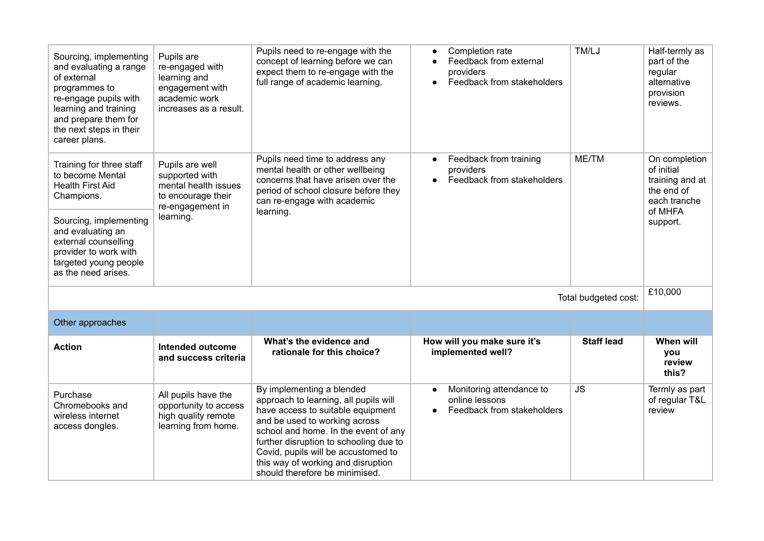| | | | | | |
|---|---|---|---|---|---|
| Sourcing, implementing and evaluating a range of external programmes to re-engage pupils with learning and training and prepare them for the next steps in their career plans. | Pupils are re-engaged with learning and engagement with academic work increases as a result. | Pupils need to re-engage with the concept of learning before we can expect them to re-engage with the full range of academic learning. | • Completion rate<br>• Feedback from external providers<br>• Feedback from stakeholders | TM/LJ | Half-termly as part of the regular alternative provision reviews. |
| Training for three staff to become Mental Health First Aid Champions.<br><br>Sourcing, implementing and evaluating an external counselling provider to work with targeted young people as the need arises. | Pupils are well supported with mental health issues to encourage their re-engagement in learning. | Pupils need time to address any mental health or other wellbeing concerns that have arisen over the period of school closure before they can re-engage with academic learning. | • Feedback from training providers<br>• Feedback from stakeholders | ME/TM | On completion of initial training and at the end of each tranche of MHFA support. |
| | | | | Total budgeted cost: | £10,000 |
| Other approaches | | | | | |
| **Action** | **Intended outcome and success criteria** | **What's the evidence and rationale for this choice?** | **How will you make sure it's implemented well?** | **Staff lead** | **When will you review this?** |
| Purchase Chromebooks and wireless internet access dongles. | All pupils have the opportunity to access high quality remote learning from home. | By implementing a blended approach to learning, all pupils will have access to suitable equipment and be used to working across school and home. In the event of any further disruption to schooling due to Covid, pupils will be accustomed to this way of working and disruption should therefore be minimised. | • Monitoring attendance to online lessons<br>• Feedback from stakeholders | JS | Termly as part of regular T&L review |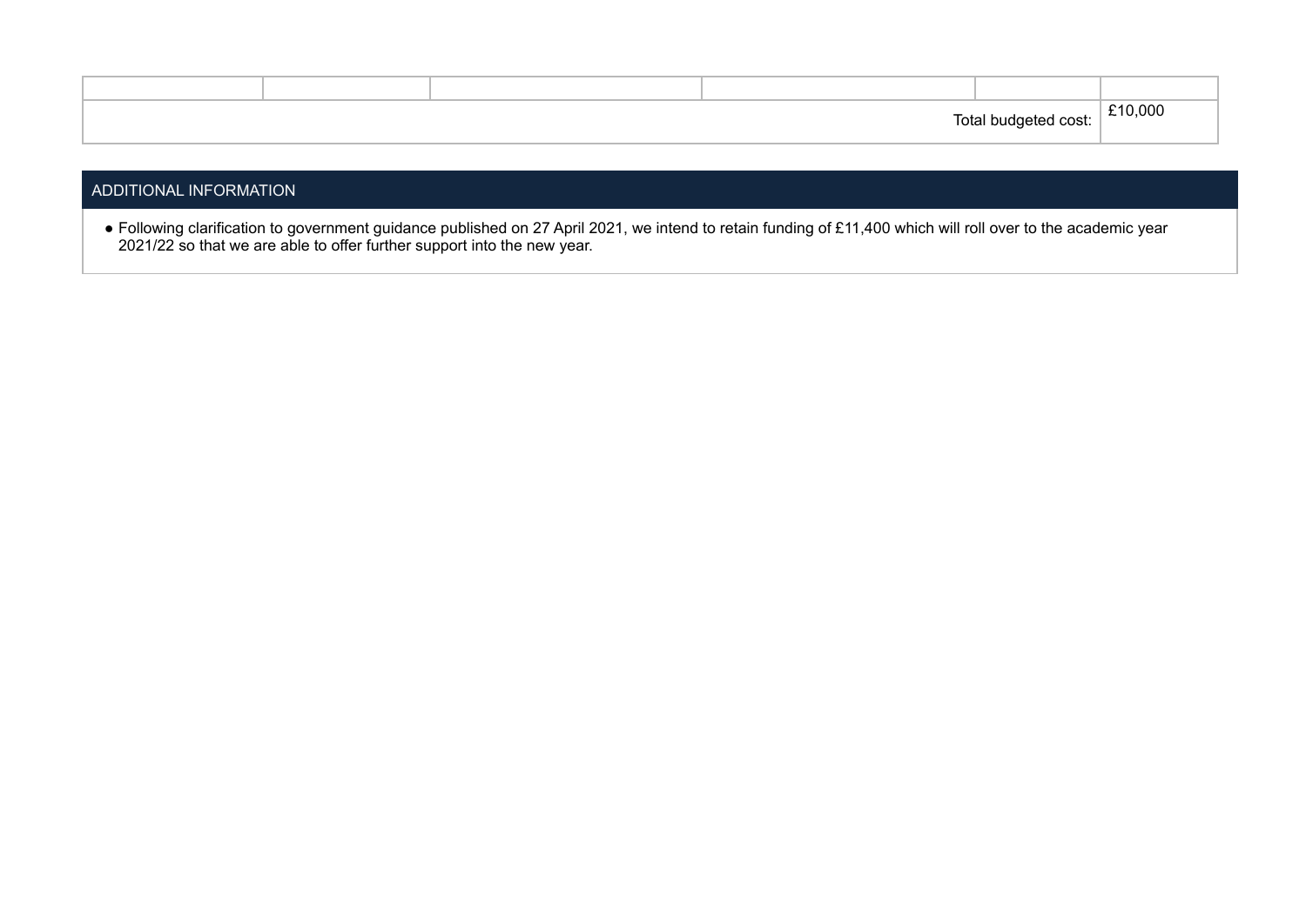| | | | | | |
|---|---|---|---|---|---|
| | | | | | |
| | | | | Total budgeted cost: | £10,000 |

## ADDITIONAL INFORMATION

- Following clarification to government guidance published on 27 April 2021, we intend to retain funding of £11,400 which will roll over to the academic year 2021/22 so that we are able to offer further support into the new year.